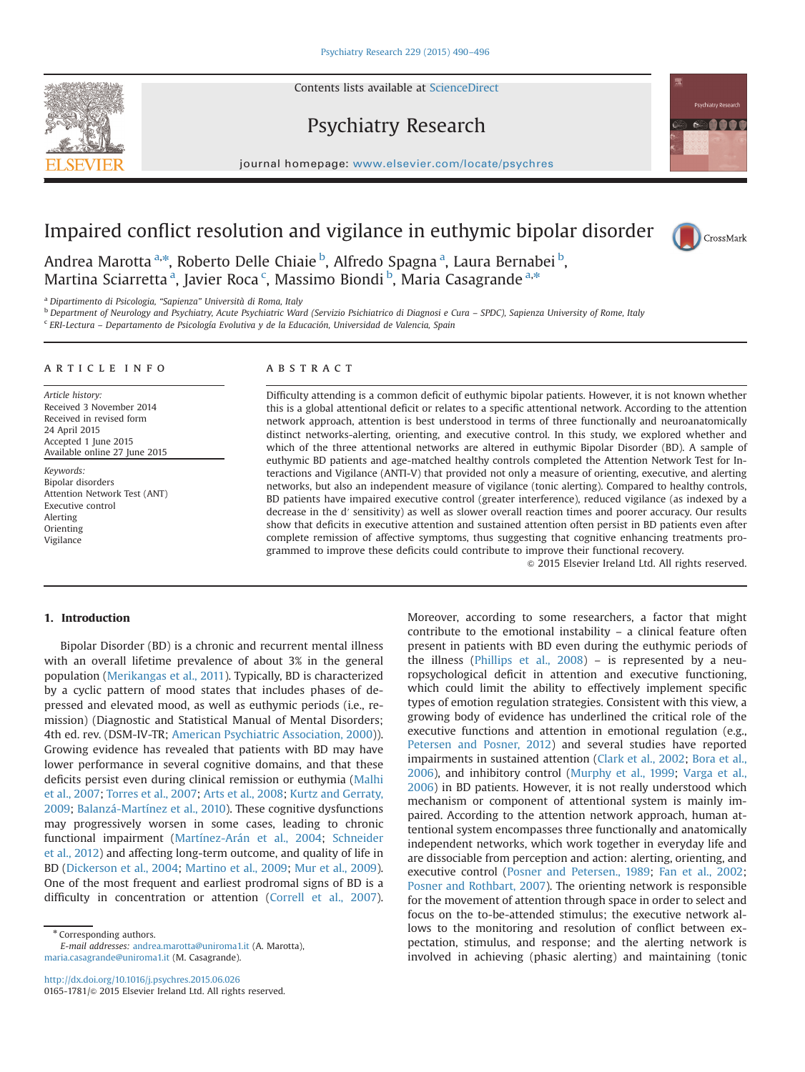# Impaired conflict resolution and vigilance in euthymic bipolar disorder

Andrea Marotta [a,*], Roberto Delle Chiaie [b], Alfredo Spagna [a], Laura Bernabei [b], Martina Sciarretta [a], Javier Roca [c], Massimo Biondi [b], Maria Casagrande [a,*]

[a] Dipartimento di Psicologia, "Sapienza" Università di Roma, Italy
[b] Department of Neurology and Psychiatry, Acute Psychiatric Ward (Servizio Psichiatrico di Diagnosi e Cura – SPDC), Sapienza University of Rome, Italy
[c] ERI-Lectura – Departamento de Psicología Evolutiva y de la Educación, Universidad de Valencia, Spain

## ARTICLE INFO

*Article history:*
Received 3 November 2014
Received in revised form
24 April 2015
Accepted 1 June 2015
Available online 27 June 2015

*Keywords:*
Bipolar disorders
Attention Network Test (ANT)
Executive control
Alerting
Orienting
Vigilance

## ABSTRACT

Difficulty attending is a common deficit of euthymic bipolar patients. However, it is not known whether this is a global attentional deficit or relates to a specific attentional network. According to the attention network approach, attention is best understood in terms of three functionally and neuroanatomically distinct networks-alerting, orienting, and executive control. In this study, we explored whether and which of the three attentional networks are altered in euthymic Bipolar Disorder (BD). A sample of euthymic BD patients and age-matched healthy controls completed the Attention Network Test for Interactions and Vigilance (ANTI-V) that provided not only a measure of orienting, executive, and alerting networks, but also an independent measure of vigilance (tonic alerting). Compared to healthy controls, BD patients have impaired executive control (greater interference), reduced vigilance (as indexed by a decrease in the d′ sensitivity) as well as slower overall reaction times and poorer accuracy. Our results show that deficits in executive attention and sustained attention often persist in BD patients even after complete remission of affective symptoms, thus suggesting that cognitive enhancing treatments programmed to improve these deficits could contribute to improve their functional recovery.

© 2015 Elsevier Ireland Ltd. All rights reserved.

## 1. Introduction

Bipolar Disorder (BD) is a chronic and recurrent mental illness with an overall lifetime prevalence of about 3% in the general population (Merikangas et al., 2011). Typically, BD is characterized by a cyclic pattern of mood states that includes phases of depressed and elevated mood, as well as euthymic periods (i.e., remission) (Diagnostic and Statistical Manual of Mental Disorders; 4th ed. rev. (DSM-IV-TR; American Psychiatric Association, 2000)). Growing evidence has revealed that patients with BD may have lower performance in several cognitive domains, and that these deficits persist even during clinical remission or euthymia (Malhi et al., 2007; Torres et al., 2007; Arts et al., 2008; Kurtz and Gerraty, 2009; Balanzá-Martínez et al., 2010). These cognitive dysfunctions may progressively worsen in some cases, leading to chronic functional impairment (Martínez-Arán et al., 2004; Schneider et al., 2012) and affecting long-term outcome, and quality of life in BD (Dickerson et al., 2004; Martino et al., 2009; Mur et al., 2009). One of the most frequent and earliest prodromal signs of BD is a difficulty in concentration or attention (Correll et al., 2007). Moreover, according to some researchers, a factor that might contribute to the emotional instability – a clinical feature often present in patients with BD even during the euthymic periods of the illness (Phillips et al., 2008) – is represented by a neuropsychological deficit in attention and executive functioning, which could limit the ability to effectively implement specific types of emotion regulation strategies. Consistent with this view, a growing body of evidence has underlined the critical role of the executive functions and attention in emotional regulation (e.g., Petersen and Posner, 2012) and several studies have reported impairments in sustained attention (Clark et al., 2002; Bora et al., 2006), and inhibitory control (Murphy et al., 1999; Varga et al., 2006) in BD patients. However, it is not really understood which mechanism or component of attentional system is mainly impaired. According to the attention network approach, human attentional system encompasses three functionally and anatomically independent networks, which work together in everyday life and are dissociable from perception and action: alerting, orienting, and executive control (Posner and Petersen., 1989; Fan et al., 2002; Posner and Rothbart, 2007). The orienting network is responsible for the movement of attention through space in order to select and focus on the to-be-attended stimulus; the executive network allows to the monitoring and resolution of conflict between expectation, stimulus, and response; and the alerting network is involved in achieving (phasic alerting) and maintaining (tonic

\* Corresponding authors.
*E-mail addresses:* andrea.marotta@uniroma1.it (A. Marotta), maria.casagrande@uniroma1.it (M. Casagrande).

http://dx.doi.org/10.1016/j.psychres.2015.06.026
0165-1781/© 2015 Elsevier Ireland Ltd. All rights reserved.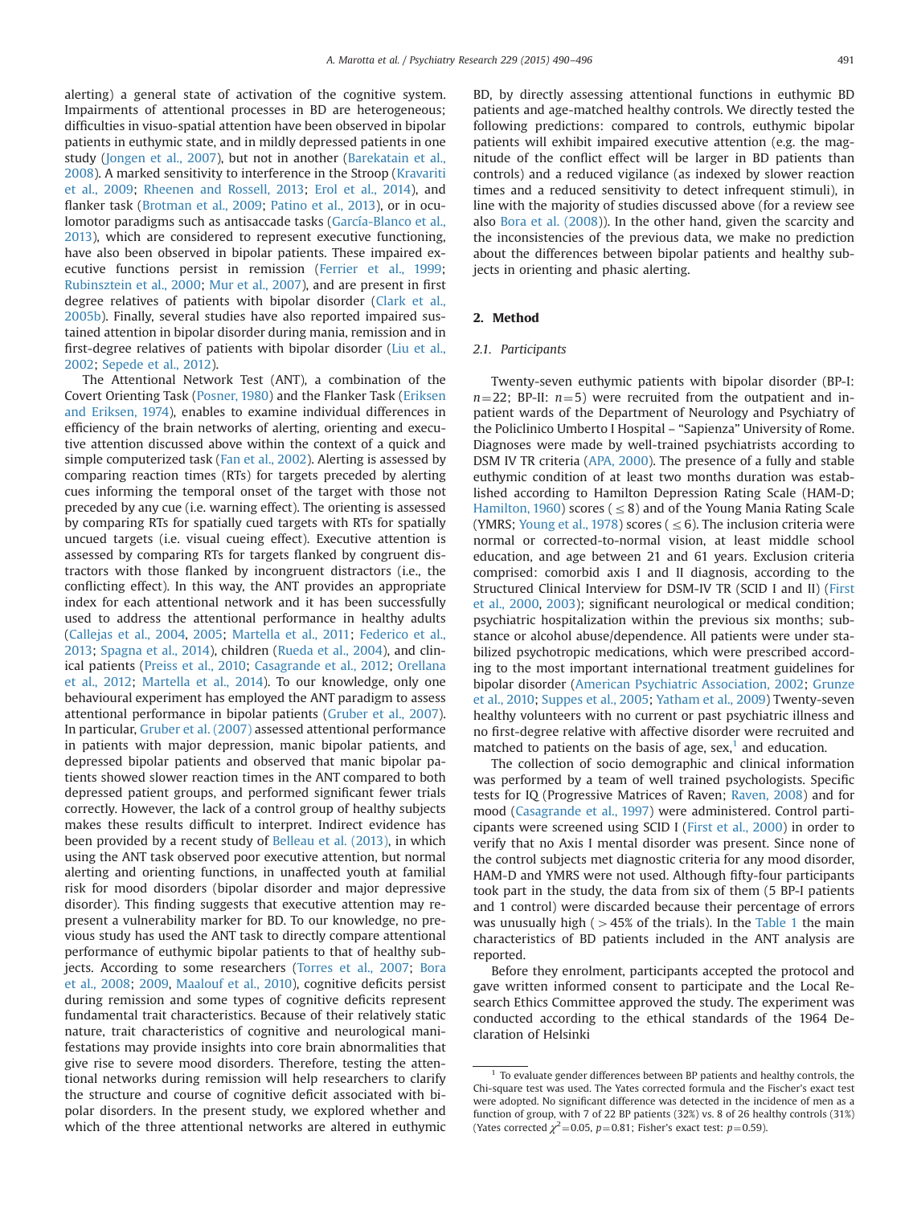alerting) a general state of activation of the cognitive system. Impairments of attentional processes in BD are heterogeneous; difficulties in visuo-spatial attention have been observed in bipolar patients in euthymic state, and in mildly depressed patients in one study (Jongen et al., 2007), but not in another (Barekatain et al., 2008). A marked sensitivity to interference in the Stroop (Kravariti et al., 2009; Rheenen and Rossell, 2013; Erol et al., 2014), and flanker task (Brotman et al., 2009; Patino et al., 2013), or in oculomotor paradigms such as antisaccade tasks (García-Blanco et al., 2013), which are considered to represent executive functioning, have also been observed in bipolar patients. These impaired executive functions persist in remission (Ferrier et al., 1999; Rubinsztein et al., 2000; Mur et al., 2007), and are present in first degree relatives of patients with bipolar disorder (Clark et al., 2005b). Finally, several studies have also reported impaired sustained attention in bipolar disorder during mania, remission and in first-degree relatives of patients with bipolar disorder (Liu et al., 2002; Sepede et al., 2012).

The Attentional Network Test (ANT), a combination of the Covert Orienting Task (Posner, 1980) and the Flanker Task (Eriksen and Eriksen, 1974), enables to examine individual differences in efficiency of the brain networks of alerting, orienting and executive attention discussed above within the context of a quick and simple computerized task (Fan et al., 2002). Alerting is assessed by comparing reaction times (RTs) for targets preceded by alerting cues informing the temporal onset of the target with those not preceded by any cue (i.e. warning effect). The orienting is assessed by comparing RTs for spatially cued targets with RTs for spatially uncued targets (i.e. visual cueing effect). Executive attention is assessed by comparing RTs for targets flanked by congruent distractors with those flanked by incongruent distractors (i.e., the conflicting effect). In this way, the ANT provides an appropriate index for each attentional network and it has been successfully used to address the attentional performance in healthy adults (Callejas et al., 2004, 2005; Martella et al., 2011; Federico et al., 2013; Spagna et al., 2014), children (Rueda et al., 2004), and clinical patients (Preiss et al., 2010; Casagrande et al., 2012; Orellana et al., 2012; Martella et al., 2014). To our knowledge, only one behavioural experiment has employed the ANT paradigm to assess attentional performance in bipolar patients (Gruber et al., 2007). In particular, Gruber et al. (2007) assessed attentional performance in patients with major depression, manic bipolar patients, and depressed bipolar patients and observed that manic bipolar patients showed slower reaction times in the ANT compared to both depressed patient groups, and performed significant fewer trials correctly. However, the lack of a control group of healthy subjects makes these results difficult to interpret. Indirect evidence has been provided by a recent study of Belleau et al. (2013), in which using the ANT task observed poor executive attention, but normal alerting and orienting functions, in unaffected youth at familial risk for mood disorders (bipolar disorder and major depressive disorder). This finding suggests that executive attention may represent a vulnerability marker for BD. To our knowledge, no previous study has used the ANT task to directly compare attentional performance of euthymic bipolar patients to that of healthy subjects. According to some researchers (Torres et al., 2007; Bora et al., 2008; 2009, Maalouf et al., 2010), cognitive deficits persist during remission and some types of cognitive deficits represent fundamental trait characteristics. Because of their relatively static nature, trait characteristics of cognitive and neurological manifestations may provide insights into core brain abnormalities that give rise to severe mood disorders. Therefore, testing the attentional networks during remission will help researchers to clarify the structure and course of cognitive deficit associated with bipolar disorders. In the present study, we explored whether and which of the three attentional networks are altered in euthymic BD, by directly assessing attentional functions in euthymic BD patients and age-matched healthy controls. We directly tested the following predictions: compared to controls, euthymic bipolar patients will exhibit impaired executive attention (e.g. the magnitude of the conflict effect will be larger in BD patients than controls) and a reduced vigilance (as indexed by slower reaction times and a reduced sensitivity to detect infrequent stimuli), in line with the majority of studies discussed above (for a review see also Bora et al. (2008)). In the other hand, given the scarcity and the inconsistencies of the previous data, we make no prediction about the differences between bipolar patients and healthy subjects in orienting and phasic alerting.

## 2. Method

### 2.1. Participants

Twenty-seven euthymic patients with bipolar disorder (BP-I: $n=22$; BP-II: $n=5$) were recruited from the outpatient and inpatient wards of the Department of Neurology and Psychiatry of the Policlinico Umberto I Hospital – "Sapienza" University of Rome. Diagnoses were made by well-trained psychiatrists according to DSM IV TR criteria (APA, 2000). The presence of a fully and stable euthymic condition of at least two months duration was established according to Hamilton Depression Rating Scale (HAM-D; Hamilton, 1960) scores ($\leq 8$) and of the Young Mania Rating Scale (YMRS; Young et al., 1978) scores ($\leq 6$). The inclusion criteria were normal or corrected-to-normal vision, at least middle school education, and age between 21 and 61 years. Exclusion criteria comprised: comorbid axis I and II diagnosis, according to the Structured Clinical Interview for DSM-IV TR (SCID I and II) (First et al., 2000, 2003); significant neurological or medical condition; psychiatric hospitalization within the previous six months; substance or alcohol abuse/dependence. All patients were under stabilized psychotropic medications, which were prescribed according to the most important international treatment guidelines for bipolar disorder (American Psychiatric Association, 2002; Grunze et al., 2010; Suppes et al., 2005; Yatham et al., 2009) Twenty-seven healthy volunteers with no current or past psychiatric illness and no first-degree relative with affective disorder were recruited and matched to patients on the basis of age, sex,[1] and education.

The collection of socio demographic and clinical information was performed by a team of well trained psychologists. Specific tests for IQ (Progressive Matrices of Raven; Raven, 2008) and for mood (Casagrande et al., 1997) were administered. Control participants were screened using SCID I (First et al., 2000) in order to verify that no Axis I mental disorder was present. Since none of the control subjects met diagnostic criteria for any mood disorder, HAM-D and YMRS were not used. Although fifty-four participants took part in the study, the data from six of them (5 BP-I patients and 1 control) were discarded because their percentage of errors was unusually high ($>45\%$ of the trials). In the Table 1 the main characteristics of BD patients included in the ANT analysis are reported.

Before they enrolment, participants accepted the protocol and gave written informed consent to participate and the Local Research Ethics Committee approved the study. The experiment was conducted according to the ethical standards of the 1964 Declaration of Helsinki

[1] To evaluate gender differences between BP patients and healthy controls, the Chi-square test was used. The Yates corrected formula and the Fischer's exact test were adopted. No significant difference was detected in the incidence of men as a function of group, with 7 of 22 BP patients (32%) vs. 8 of 26 healthy controls (31%) (Yates corrected $\chi^2=0.05$, $p=0.81$; Fisher's exact test: $p=0.59$).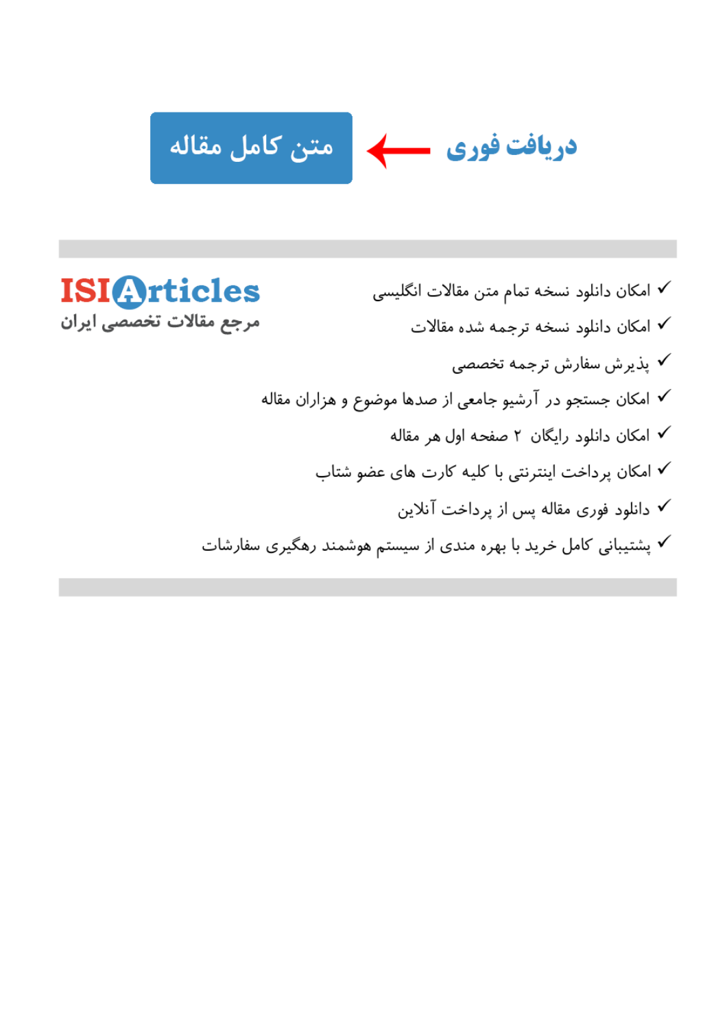دریافت فوری ← متن کامل مقاله

**ISIArticles**
مرجع مقالات تخصصی ایران

- ✓ امکان دانلود نسخه تمام متن مقالات انگلیسی
- ✓ امکان دانلود نسخه ترجمه شده مقالات
- ✓ پذیرش سفارش ترجمه تخصصی
- ✓ امکان جستجو در آرشیو جامعی از صدها موضوع و هزاران مقاله
- ✓ امکان دانلود رایگان ۲ صفحه اول هر مقاله
- ✓ امکان پرداخت اینترنتی با کلیه کارت های عضو شتاب
- ✓ دانلود فوری مقاله پس از پرداخت آنلاین
- ✓ پشتیبانی کامل خرید با بهره مندی از سیستم هوشمند رهگیری سفارشات